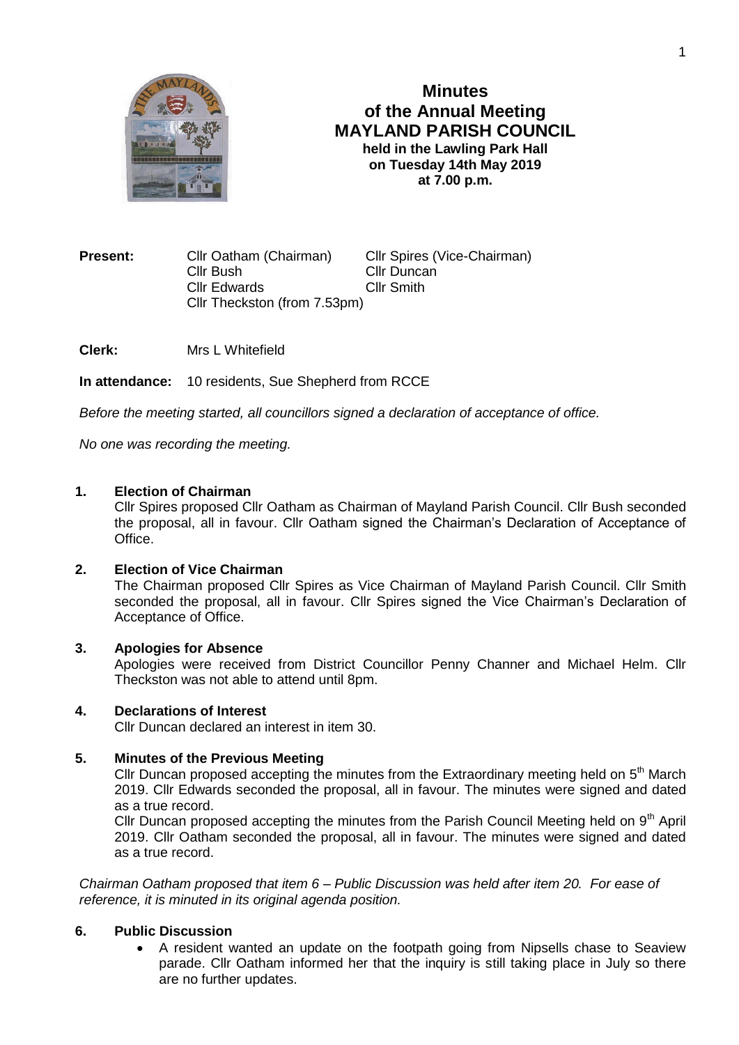# Minutes of the Annual Meeting MAYLAND PARISH COUNCIL

**held in the Lawling Park Hall on Tuesday 14th May 2019 at 7.00 p.m.**

**Present:** Cllr Oatham (Chairman), Cllr Spires (Vice-Chairman), Cllr Bush, Cllr Duncan, Cllr Edwards, Cllr Smith, Cllr Theckston (from 7.53pm)

**Clerk:** Mrs L Whitefield

**In attendance:** 10 residents, Sue Shepherd from RCCE

*Before the meeting started, all councillors signed a declaration of acceptance of office.*

*No one was recording the meeting.*

## 1. Election of Chairman

Cllr Spires proposed Cllr Oatham as Chairman of Mayland Parish Council. Cllr Bush seconded the proposal, all in favour. Cllr Oatham signed the Chairman's Declaration of Acceptance of Office.

## 2. Election of Vice Chairman

The Chairman proposed Cllr Spires as Vice Chairman of Mayland Parish Council. Cllr Smith seconded the proposal, all in favour. Cllr Spires signed the Vice Chairman's Declaration of Acceptance of Office.

## 3. Apologies for Absence

Apologies were received from District Councillor Penny Channer and Michael Helm. Cllr Theckston was not able to attend until 8pm.

## 4. Declarations of Interest

Cllr Duncan declared an interest in item 30.

## 5. Minutes of the Previous Meeting

Cllr Duncan proposed accepting the minutes from the Extraordinary meeting held on 5th March 2019. Cllr Edwards seconded the proposal, all in favour. The minutes were signed and dated as a true record.

Cllr Duncan proposed accepting the minutes from the Parish Council Meeting held on 9th April 2019. Cllr Oatham seconded the proposal, all in favour. The minutes were signed and dated as a true record.

*Chairman Oatham proposed that item 6 – Public Discussion was held after item 20. For ease of reference, it is minuted in its original agenda position.*

## 6. Public Discussion

- A resident wanted an update on the footpath going from Nipsells chase to Seaview parade. Cllr Oatham informed her that the inquiry is still taking place in July so there are no further updates.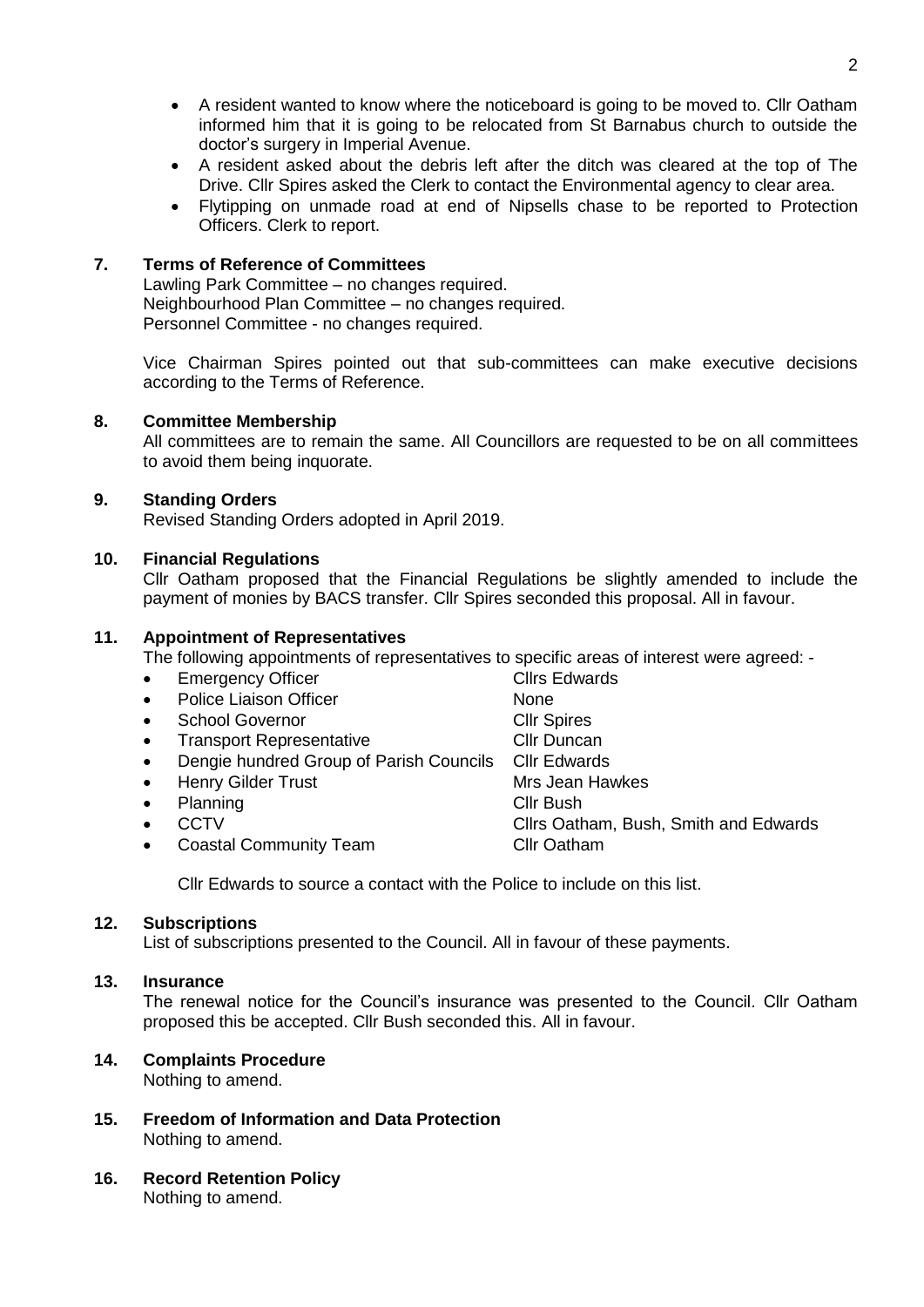- A resident wanted to know where the noticeboard is going to be moved to. Cllr Oatham informed him that it is going to be relocated from St Barnabus church to outside the doctor's surgery in Imperial Avenue.
- A resident asked about the debris left after the ditch was cleared at the top of The Drive. Cllr Spires asked the Clerk to contact the Environmental agency to clear area.
- Flytipping on unmade road at end of Nipsells chase to be reported to Protection Officers. Clerk to report.

## 7. Terms of Reference of Committees

Lawling Park Committee – no changes required.
Neighbourhood Plan Committee – no changes required.
Personnel Committee - no changes required.

Vice Chairman Spires pointed out that sub-committees can make executive decisions according to the Terms of Reference.

## 8. Committee Membership

All committees are to remain the same. All Councillors are requested to be on all committees to avoid them being inquorate.

## 9. Standing Orders

Revised Standing Orders adopted in April 2019.

## 10. Financial Regulations

Cllr Oatham proposed that the Financial Regulations be slightly amended to include the payment of monies by BACS transfer. Cllr Spires seconded this proposal. All in favour.

## 11. Appointment of Representatives

The following appointments of representatives to specific areas of interest were agreed: -

- Emergency Officer — Cllrs Edwards
- Police Liaison Officer — None
- School Governor — Cllr Spires
- Transport Representative — Cllr Duncan
- Dengie hundred Group of Parish Councils — Cllr Edwards
- Henry Gilder Trust — Mrs Jean Hawkes
- Planning — Cllr Bush
- CCTV — Cllrs Oatham, Bush, Smith and Edwards
- Coastal Community Team — Cllr Oatham

Cllr Edwards to source a contact with the Police to include on this list.

## 12. Subscriptions

List of subscriptions presented to the Council. All in favour of these payments.

## 13. Insurance

The renewal notice for the Council's insurance was presented to the Council. Cllr Oatham proposed this be accepted. Cllr Bush seconded this. All in favour.

## 14. Complaints Procedure

Nothing to amend.

## 15. Freedom of Information and Data Protection

Nothing to amend.

## 16. Record Retention Policy

Nothing to amend.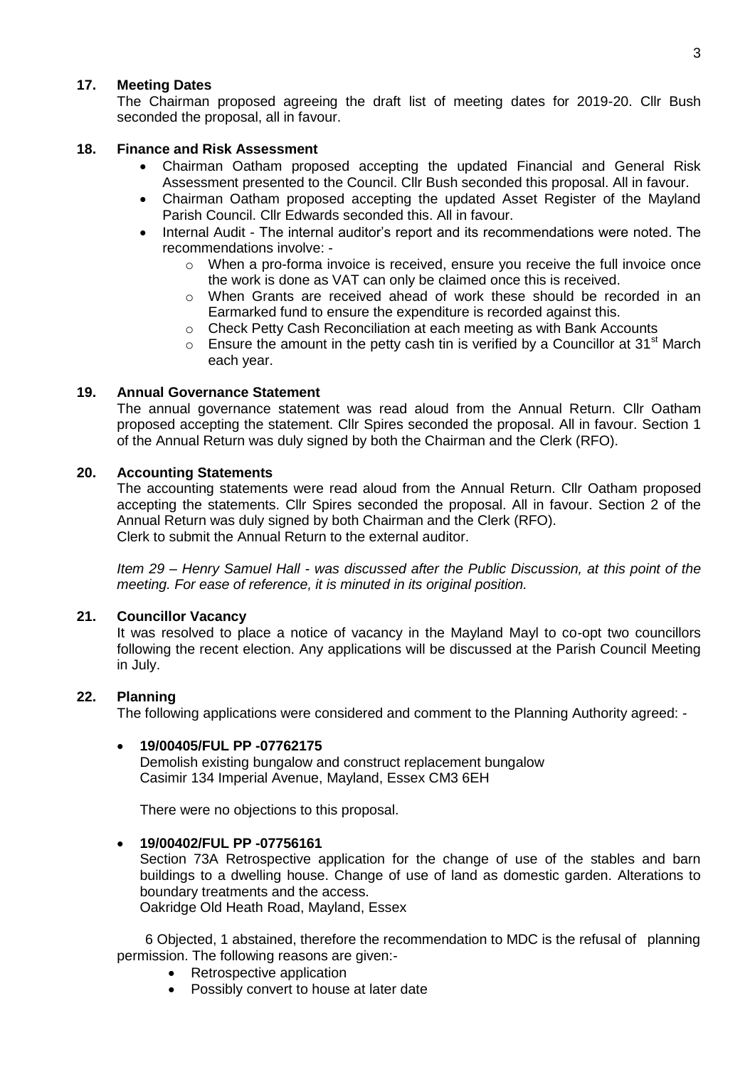## 17. Meeting Dates

The Chairman proposed agreeing the draft list of meeting dates for 2019-20. Cllr Bush seconded the proposal, all in favour.

## 18. Finance and Risk Assessment

- Chairman Oatham proposed accepting the updated Financial and General Risk Assessment presented to the Council. Cllr Bush seconded this proposal. All in favour.
- Chairman Oatham proposed accepting the updated Asset Register of the Mayland Parish Council. Cllr Edwards seconded this. All in favour.
- Internal Audit - The internal auditor's report and its recommendations were noted. The recommendations involve: -
  - When a pro-forma invoice is received, ensure you receive the full invoice once the work is done as VAT can only be claimed once this is received.
  - When Grants are received ahead of work these should be recorded in an Earmarked fund to ensure the expenditure is recorded against this.
  - Check Petty Cash Reconciliation at each meeting as with Bank Accounts
  - Ensure the amount in the petty cash tin is verified by a Councillor at 31st March each year.

## 19. Annual Governance Statement

The annual governance statement was read aloud from the Annual Return. Cllr Oatham proposed accepting the statement. Cllr Spires seconded the proposal. All in favour. Section 1 of the Annual Return was duly signed by both the Chairman and the Clerk (RFO).

## 20. Accounting Statements

The accounting statements were read aloud from the Annual Return. Cllr Oatham proposed accepting the statements. Cllr Spires seconded the proposal. All in favour. Section 2 of the Annual Return was duly signed by both Chairman and the Clerk (RFO).
Clerk to submit the Annual Return to the external auditor.

*Item 29 – Henry Samuel Hall - was discussed after the Public Discussion, at this point of the meeting. For ease of reference, it is minuted in its original position.*

## 21. Councillor Vacancy

It was resolved to place a notice of vacancy in the Mayland Mayl to co-opt two councillors following the recent election. Any applications will be discussed at the Parish Council Meeting in July.

## 22. Planning

The following applications were considered and comment to the Planning Authority agreed: -

- **19/00405/FUL PP -07762175**
  Demolish existing bungalow and construct replacement bungalow
  Casimir 134 Imperial Avenue, Mayland, Essex CM3 6EH

  There were no objections to this proposal.

- **19/00402/FUL PP -07756161**
  Section 73A Retrospective application for the change of use of the stables and barn buildings to a dwelling house. Change of use of land as domestic garden. Alterations to boundary treatments and the access.
  Oakridge Old Heath Road, Mayland, Essex

  6 Objected, 1 abstained, therefore the recommendation to MDC is the refusal of planning permission. The following reasons are given:-
  - Retrospective application
  - Possibly convert to house at later date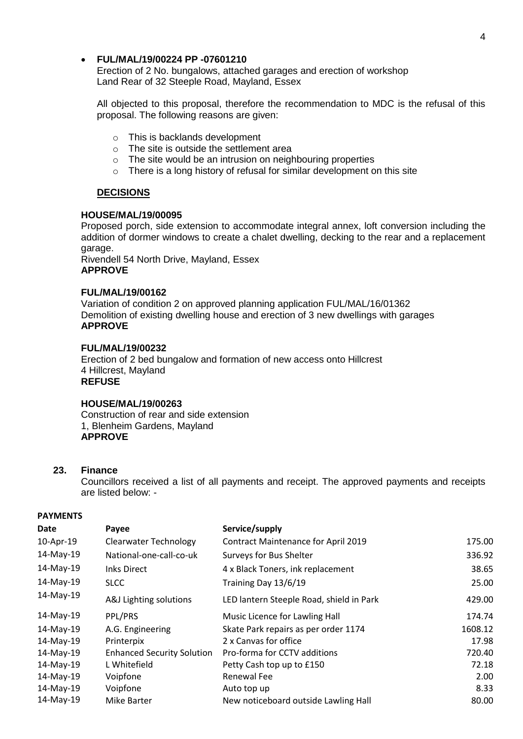- **FUL/MAL/19/00224 PP -07601210**

  Erection of 2 No. bungalows, attached garages and erection of workshop
  Land Rear of 32 Steeple Road, Mayland, Essex

  All objected to this proposal, therefore the recommendation to MDC is the refusal of this proposal. The following reasons are given:

  - This is backlands development
  - The site is outside the settlement area
  - The site would be an intrusion on neighbouring properties
  - There is a long history of refusal for similar development on this site

**DECISIONS**

**HOUSE/MAL/19/00095**
Proposed porch, side extension to accommodate integral annex, loft conversion including the addition of dormer windows to create a chalet dwelling, decking to the rear and a replacement garage.
Rivendell 54 North Drive, Mayland, Essex
**APPROVE**

**FUL/MAL/19/00162**
Variation of condition 2 on approved planning application FUL/MAL/16/01362
Demolition of existing dwelling house and erection of 3 new dwellings with garages
**APPROVE**

**FUL/MAL/19/00232**
Erection of 2 bed bungalow and formation of new access onto Hillcrest
4 Hillcrest, Mayland
**REFUSE**

**HOUSE/MAL/19/00263**
Construction of rear and side extension
1, Blenheim Gardens, Mayland
**APPROVE**

## 23. Finance

Councillors received a list of all payments and receipt. The approved payments and receipts are listed below: -

**PAYMENTS**

| Date | Payee | Service/supply | |
|---|---|---|---|
| 10-Apr-19 | Clearwater Technology | Contract Maintenance for April 2019 | 175.00 |
| 14-May-19 | National-one-call-co-uk | Surveys for Bus Shelter | 336.92 |
| 14-May-19 | Inks Direct | 4 x Black Toners, ink replacement | 38.65 |
| 14-May-19 | SLCC | Training Day 13/6/19 | 25.00 |
| 14-May-19 | A&J Lighting solutions | LED lantern Steeple Road, shield in Park | 429.00 |
| 14-May-19 | PPL/PRS | Music Licence for Lawling Hall | 174.74 |
| 14-May-19 | A.G. Engineering | Skate Park repairs as per order 1174 | 1608.12 |
| 14-May-19 | Printerpix | 2 x Canvas for office | 17.98 |
| 14-May-19 | Enhanced Security Solution | Pro-forma for CCTV additions | 720.40 |
| 14-May-19 | L Whitefield | Petty Cash top up to £150 | 72.18 |
| 14-May-19 | Voipfone | Renewal Fee | 2.00 |
| 14-May-19 | Voipfone | Auto top up | 8.33 |
| 14-May-19 | Mike Barter | New noticeboard outside Lawling Hall | 80.00 |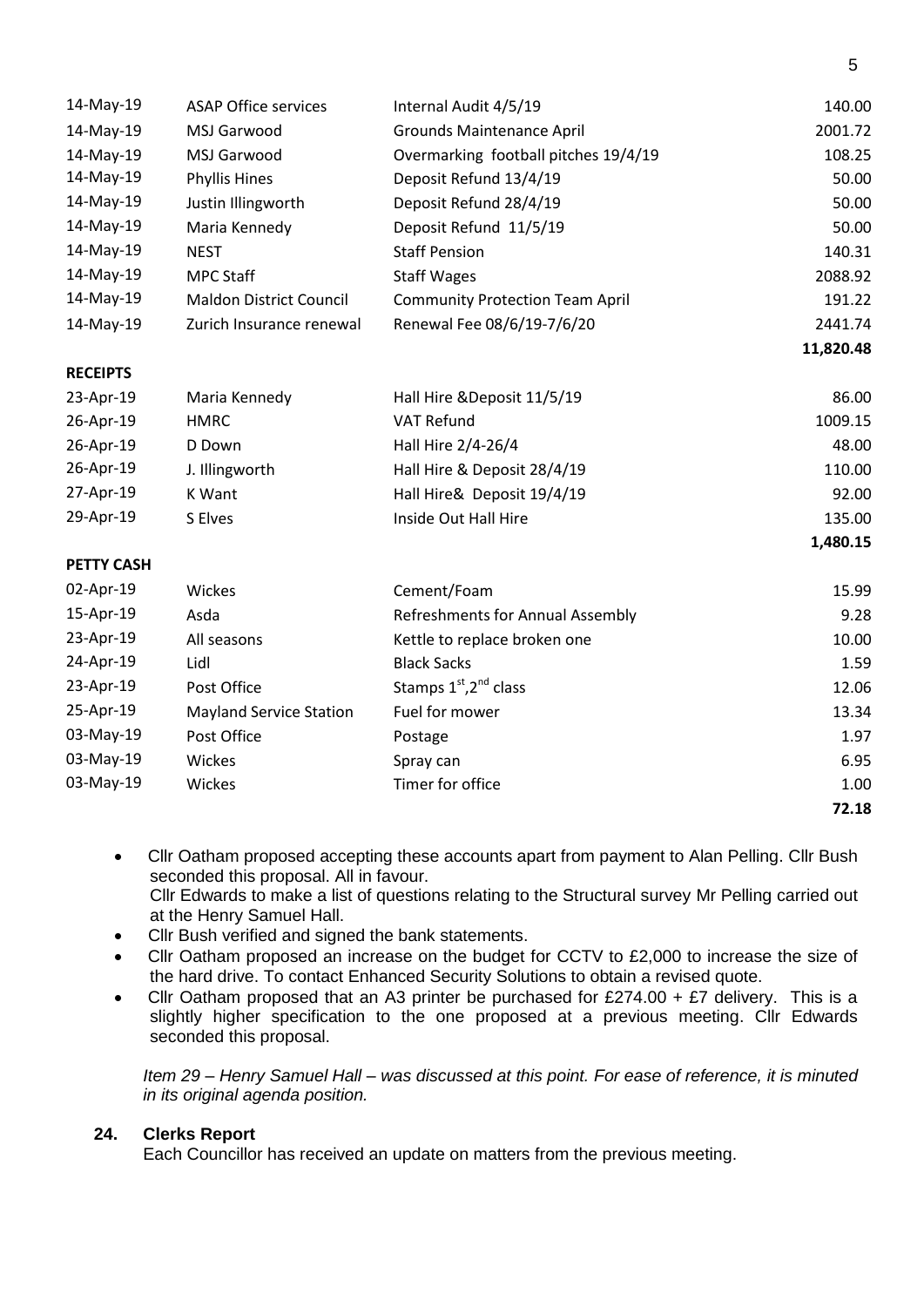| | | | |
|---|---|---|---|
| 14-May-19 | ASAP Office services | Internal Audit 4/5/19 | 140.00 |
| 14-May-19 | MSJ Garwood | Grounds Maintenance April | 2001.72 |
| 14-May-19 | MSJ Garwood | Overmarking football pitches 19/4/19 | 108.25 |
| 14-May-19 | Phyllis Hines | Deposit Refund 13/4/19 | 50.00 |
| 14-May-19 | Justin Illingworth | Deposit Refund 28/4/19 | 50.00 |
| 14-May-19 | Maria Kennedy | Deposit Refund 11/5/19 | 50.00 |
| 14-May-19 | NEST | Staff Pension | 140.31 |
| 14-May-19 | MPC Staff | Staff Wages | 2088.92 |
| 14-May-19 | Maldon District Council | Community Protection Team April | 191.22 |
| 14-May-19 | Zurich Insurance renewal | Renewal Fee 08/6/19-7/6/20 | 2441.74 |
| | | | **11,820.48** |

**RECEIPTS**

| | | | |
|---|---|---|---|
| 23-Apr-19 | Maria Kennedy | Hall Hire &Deposit 11/5/19 | 86.00 |
| 26-Apr-19 | HMRC | VAT Refund | 1009.15 |
| 26-Apr-19 | D Down | Hall Hire 2/4-26/4 | 48.00 |
| 26-Apr-19 | J. Illingworth | Hall Hire & Deposit 28/4/19 | 110.00 |
| 27-Apr-19 | K Want | Hall Hire& Deposit 19/4/19 | 92.00 |
| 29-Apr-19 | S Elves | Inside Out Hall Hire | 135.00 |
| | | | **1,480.15** |

**PETTY CASH**

| | | | |
|---|---|---|---|
| 02-Apr-19 | Wickes | Cement/Foam | 15.99 |
| 15-Apr-19 | Asda | Refreshments for Annual Assembly | 9.28 |
| 23-Apr-19 | All seasons | Kettle to replace broken one | 10.00 |
| 24-Apr-19 | Lidl | Black Sacks | 1.59 |
| 23-Apr-19 | Post Office | Stamps 1st,2nd class | 12.06 |
| 25-Apr-19 | Mayland Service Station | Fuel for mower | 13.34 |
| 03-May-19 | Post Office | Postage | 1.97 |
| 03-May-19 | Wickes | Spray can | 6.95 |
| 03-May-19 | Wickes | Timer for office | 1.00 |
| | | | **72.18** |

- Cllr Oatham proposed accepting these accounts apart from payment to Alan Pelling. Cllr Bush seconded this proposal. All in favour.
  Cllr Edwards to make a list of questions relating to the Structural survey Mr Pelling carried out at the Henry Samuel Hall.
- Cllr Bush verified and signed the bank statements.
- Cllr Oatham proposed an increase on the budget for CCTV to £2,000 to increase the size of the hard drive. To contact Enhanced Security Solutions to obtain a revised quote.
- Cllr Oatham proposed that an A3 printer be purchased for £274.00 + £7 delivery. This is a slightly higher specification to the one proposed at a previous meeting. Cllr Edwards seconded this proposal.

*Item 29 – Henry Samuel Hall – was discussed at this point. For ease of reference, it is minuted in its original agenda position.*

### 24. Clerks Report

Each Councillor has received an update on matters from the previous meeting.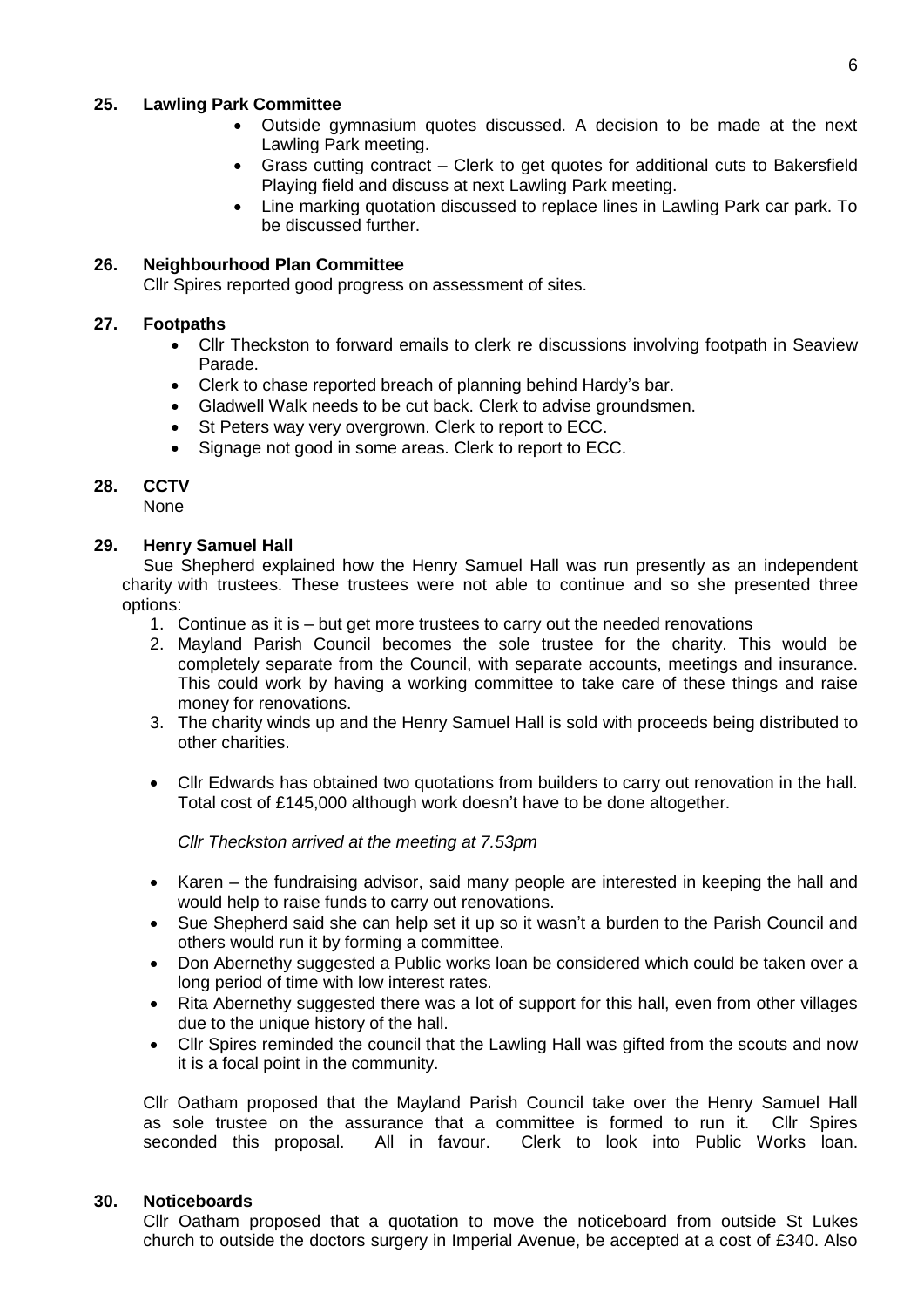**25. Lawling Park Committee**

- Outside gymnasium quotes discussed. A decision to be made at the next Lawling Park meeting.
- Grass cutting contract – Clerk to get quotes for additional cuts to Bakersfield Playing field and discuss at next Lawling Park meeting.
- Line marking quotation discussed to replace lines in Lawling Park car park. To be discussed further.

**26. Neighbourhood Plan Committee**

Cllr Spires reported good progress on assessment of sites.

**27. Footpaths**

- Cllr Theckston to forward emails to clerk re discussions involving footpath in Seaview Parade.
- Clerk to chase reported breach of planning behind Hardy's bar.
- Gladwell Walk needs to be cut back. Clerk to advise groundsmen.
- St Peters way very overgrown. Clerk to report to ECC.
- Signage not good in some areas. Clerk to report to ECC.

**28. CCTV**

None

**29. Henry Samuel Hall**

Sue Shepherd explained how the Henry Samuel Hall was run presently as an independent charity with trustees. These trustees were not able to continue and so she presented three options:

1. Continue as it is – but get more trustees to carry out the needed renovations
2. Mayland Parish Council becomes the sole trustee for the charity. This would be completely separate from the Council, with separate accounts, meetings and insurance. This could work by having a working committee to take care of these things and raise money for renovations.
3. The charity winds up and the Henry Samuel Hall is sold with proceeds being distributed to other charities.

- Cllr Edwards has obtained two quotations from builders to carry out renovation in the hall. Total cost of £145,000 although work doesn't have to be done altogether.

*Cllr Theckston arrived at the meeting at 7.53pm*

- Karen – the fundraising advisor, said many people are interested in keeping the hall and would help to raise funds to carry out renovations.
- Sue Shepherd said she can help set it up so it wasn't a burden to the Parish Council and others would run it by forming a committee.
- Don Abernethy suggested a Public works loan be considered which could be taken over a long period of time with low interest rates.
- Rita Abernethy suggested there was a lot of support for this hall, even from other villages due to the unique history of the hall.
- Cllr Spires reminded the council that the Lawling Hall was gifted from the scouts and now it is a focal point in the community.

Cllr Oatham proposed that the Mayland Parish Council take over the Henry Samuel Hall as sole trustee on the assurance that a committee is formed to run it. Cllr Spires seconded this proposal. All in favour. Clerk to look into Public Works loan.

**30. Noticeboards**

Cllr Oatham proposed that a quotation to move the noticeboard from outside St Lukes church to outside the doctors surgery in Imperial Avenue, be accepted at a cost of £340. Also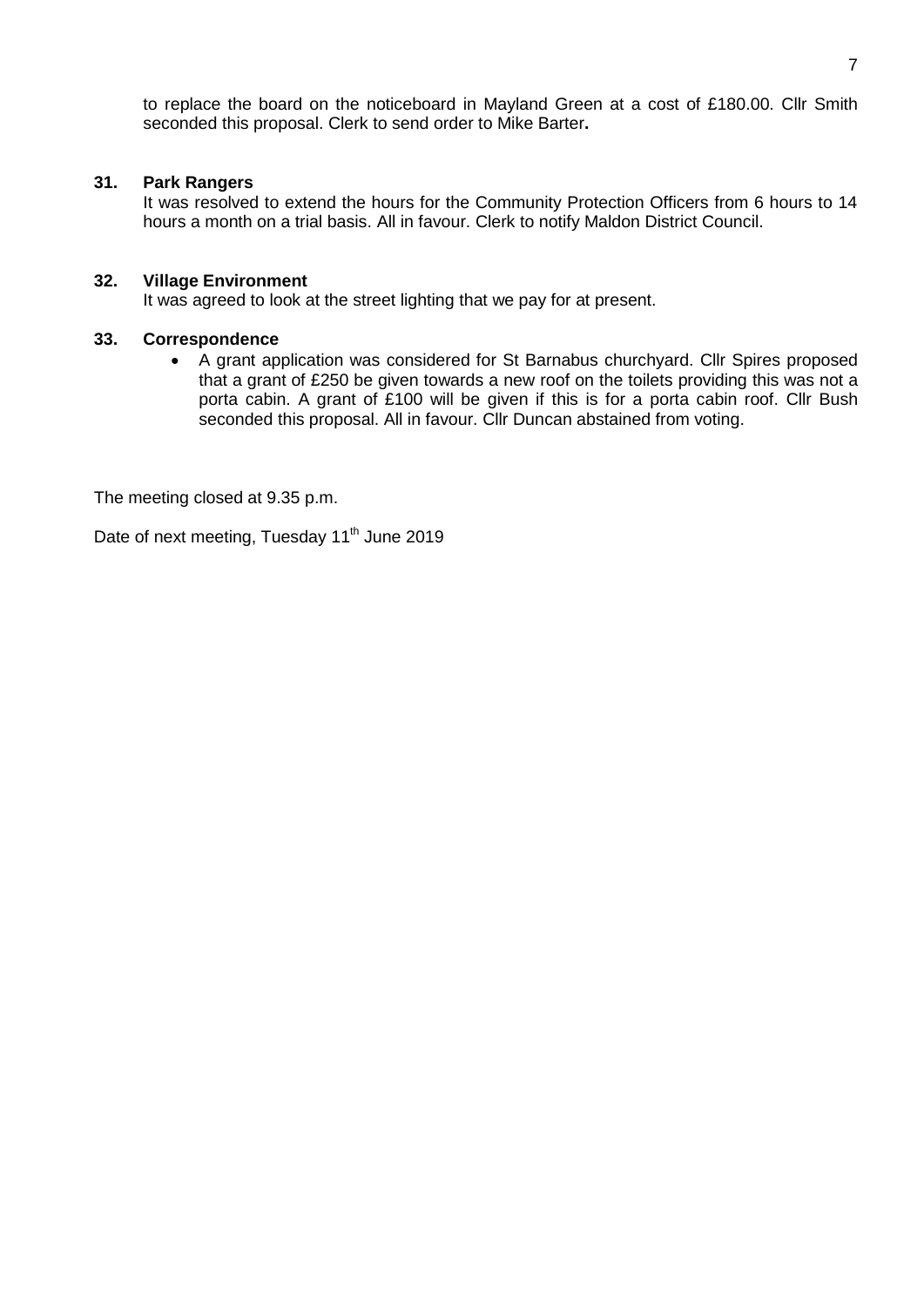to replace the board on the noticeboard in Mayland Green at a cost of £180.00. Cllr Smith seconded this proposal. Clerk to send order to Mike Barter**.**

**31. Park Rangers**

It was resolved to extend the hours for the Community Protection Officers from 6 hours to 14 hours a month on a trial basis. All in favour. Clerk to notify Maldon District Council.

**32. Village Environment**

It was agreed to look at the street lighting that we pay for at present.

**33. Correspondence**

- A grant application was considered for St Barnabus churchyard. Cllr Spires proposed that a grant of £250 be given towards a new roof on the toilets providing this was not a porta cabin. A grant of £100 will be given if this is for a porta cabin roof. Cllr Bush seconded this proposal. All in favour. Cllr Duncan abstained from voting.

The meeting closed at 9.35 p.m.

Date of next meeting, Tuesday 11th June 2019